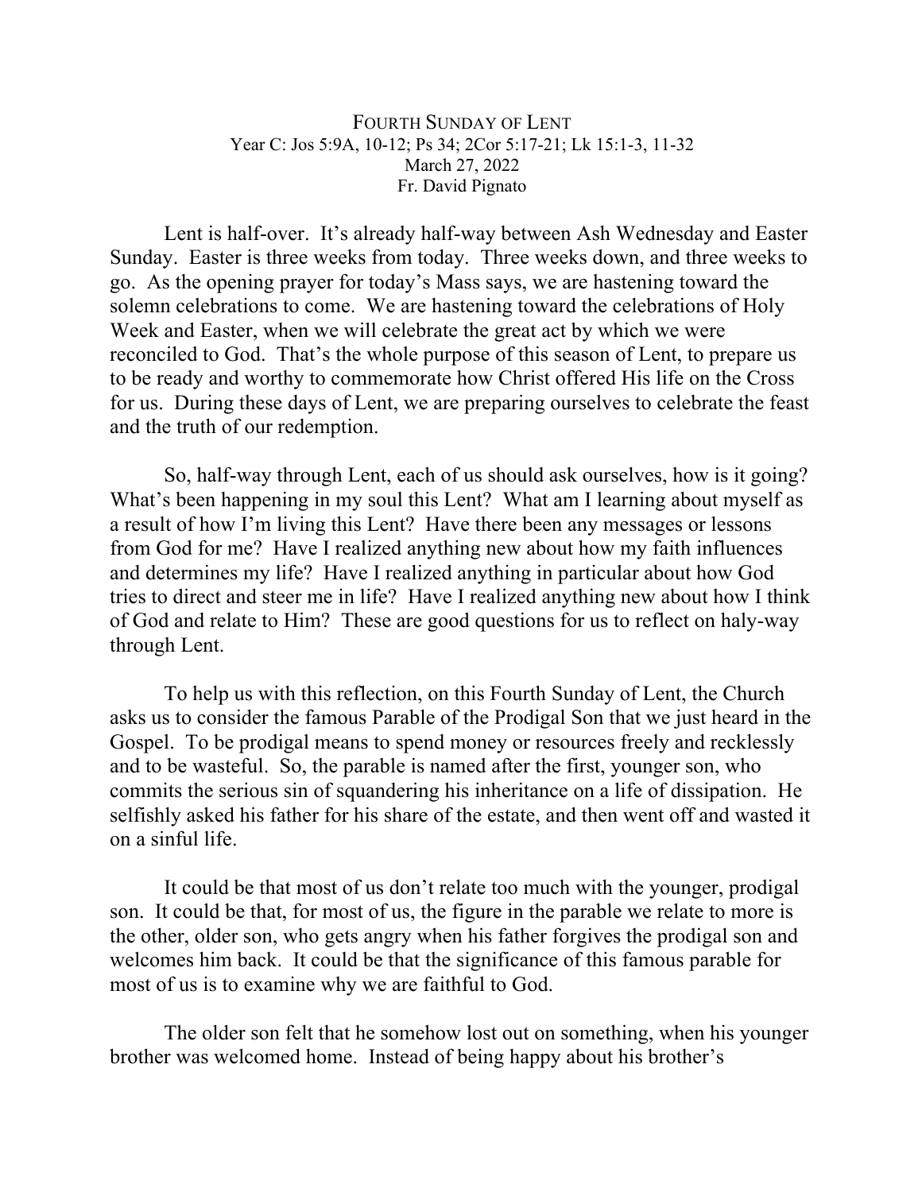# Fourth Sunday of Lent

Year C: Jos 5:9A, 10-12; Ps 34; 2Cor 5:17-21; Lk 15:1-3, 11-32

March 27, 2022

Fr. David Pignato

Lent is half-over. It's already half-way between Ash Wednesday and Easter Sunday. Easter is three weeks from today. Three weeks down, and three weeks to go. As the opening prayer for today's Mass says, we are hastening toward the solemn celebrations to come. We are hastening toward the celebrations of Holy Week and Easter, when we will celebrate the great act by which we were reconciled to God. That's the whole purpose of this season of Lent, to prepare us to be ready and worthy to commemorate how Christ offered His life on the Cross for us. During these days of Lent, we are preparing ourselves to celebrate the feast and the truth of our redemption.

So, half-way through Lent, each of us should ask ourselves, how is it going? What's been happening in my soul this Lent? What am I learning about myself as a result of how I'm living this Lent? Have there been any messages or lessons from God for me? Have I realized anything new about how my faith influences and determines my life? Have I realized anything in particular about how God tries to direct and steer me in life? Have I realized anything new about how I think of God and relate to Him? These are good questions for us to reflect on haly-way through Lent.

To help us with this reflection, on this Fourth Sunday of Lent, the Church asks us to consider the famous Parable of the Prodigal Son that we just heard in the Gospel. To be prodigal means to spend money or resources freely and recklessly and to be wasteful. So, the parable is named after the first, younger son, who commits the serious sin of squandering his inheritance on a life of dissipation. He selfishly asked his father for his share of the estate, and then went off and wasted it on a sinful life.

It could be that most of us don't relate too much with the younger, prodigal son. It could be that, for most of us, the figure in the parable we relate to more is the other, older son, who gets angry when his father forgives the prodigal son and welcomes him back. It could be that the significance of this famous parable for most of us is to examine why we are faithful to God.

The older son felt that he somehow lost out on something, when his younger brother was welcomed home. Instead of being happy about his brother's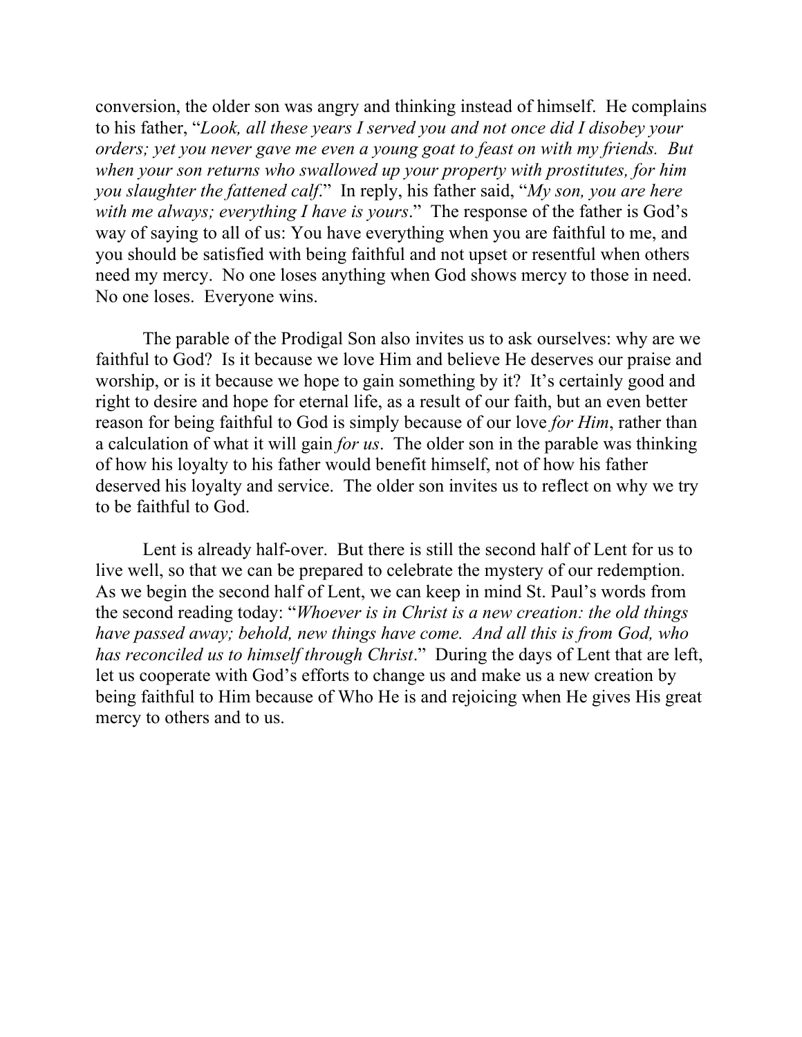conversion, the older son was angry and thinking instead of himself. He complains to his father, "*Look, all these years I served you and not once did I disobey your orders; yet you never gave me even a young goat to feast on with my friends. But when your son returns who swallowed up your property with prostitutes, for him you slaughter the fattened calf*." In reply, his father said, "*My son, you are here with me always; everything I have is yours*." The response of the father is God's way of saying to all of us: You have everything when you are faithful to me, and you should be satisfied with being faithful and not upset or resentful when others need my mercy. No one loses anything when God shows mercy to those in need. No one loses. Everyone wins.

The parable of the Prodigal Son also invites us to ask ourselves: why are we faithful to God? Is it because we love Him and believe He deserves our praise and worship, or is it because we hope to gain something by it? It's certainly good and right to desire and hope for eternal life, as a result of our faith, but an even better reason for being faithful to God is simply because of our love *for Him*, rather than a calculation of what it will gain *for us*. The older son in the parable was thinking of how his loyalty to his father would benefit himself, not of how his father deserved his loyalty and service. The older son invites us to reflect on why we try to be faithful to God.

Lent is already half-over. But there is still the second half of Lent for us to live well, so that we can be prepared to celebrate the mystery of our redemption. As we begin the second half of Lent, we can keep in mind St. Paul's words from the second reading today: "*Whoever is in Christ is a new creation: the old things have passed away; behold, new things have come. And all this is from God, who has reconciled us to himself through Christ*." During the days of Lent that are left, let us cooperate with God's efforts to change us and make us a new creation by being faithful to Him because of Who He is and rejoicing when He gives His great mercy to others and to us.